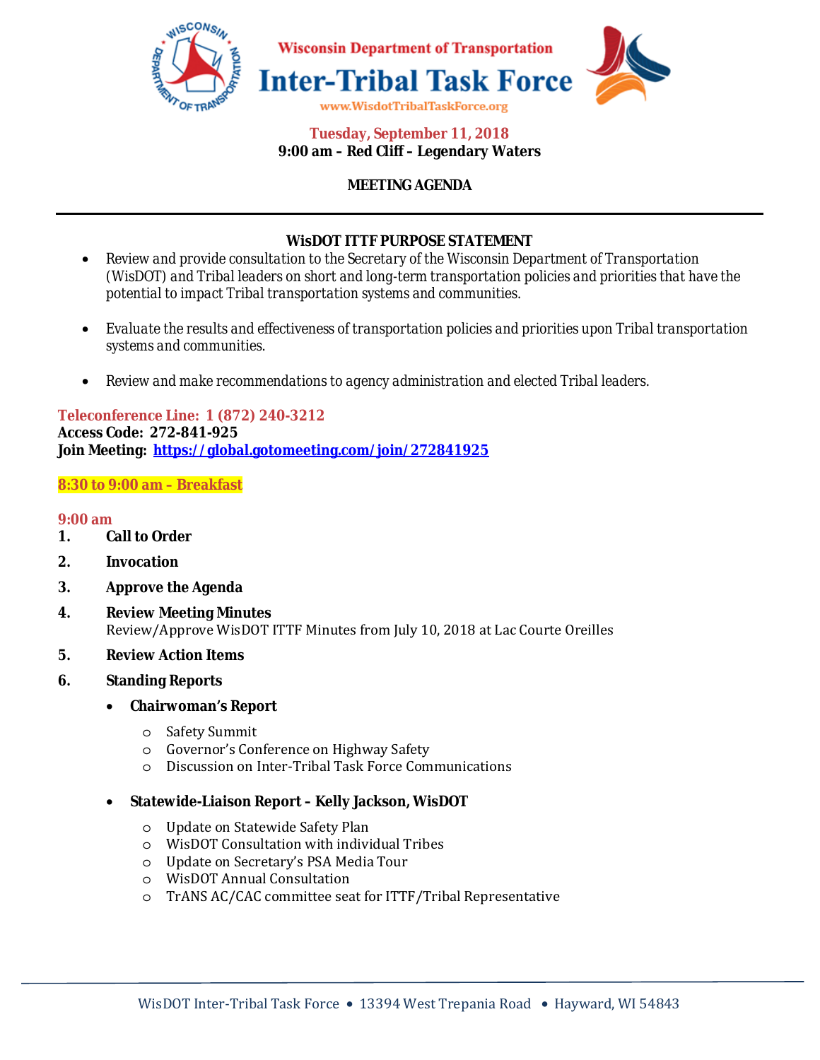# Wisconsin Department of Transportation
# Inter-Tribal Task Force

www.WisdotTribalTaskForce.org

**Tuesday, September 11, 2018**
**9:00 am – Red Cliff – Legendary Waters**

**MEETING AGENDA**

---

## WisDOT ITTF PURPOSE STATEMENT

- Review and provide consultation to the Secretary of the Wisconsin Department of Transportation (WisDOT) and Tribal leaders on short and long-term transportation policies and priorities that have the potential to impact Tribal transportation systems and communities.
- Evaluate the results and effectiveness of transportation policies and priorities upon Tribal transportation systems and communities.
- Review and make recommendations to agency administration and elected Tribal leaders.

**Teleconference Line: 1 (872) 240-3212**
**Access Code: 272-841-925**
**Join Meeting: https://global.gotomeeting.com/join/272841925**

**8:30 to 9:00 am – Breakfast**

**9:00 am**

1. **Call to Order**
2. **Invocation**
3. **Approve the Agenda**
4. **Review Meeting Minutes**
   Review/Approve WisDOT ITTF Minutes from July 10, 2018 at Lac Courte Oreilles
5. **Review Action Items**
6. **Standing Reports**
   - **Chairwoman's Report**
     - Safety Summit
     - Governor's Conference on Highway Safety
     - Discussion on Inter-Tribal Task Force Communications
   - **Statewide-Liaison Report – Kelly Jackson, WisDOT**
     - Update on Statewide Safety Plan
     - WisDOT Consultation with individual Tribes
     - Update on Secretary's PSA Media Tour
     - WisDOT Annual Consultation
     - TrANS AC/CAC committee seat for ITTF/Tribal Representative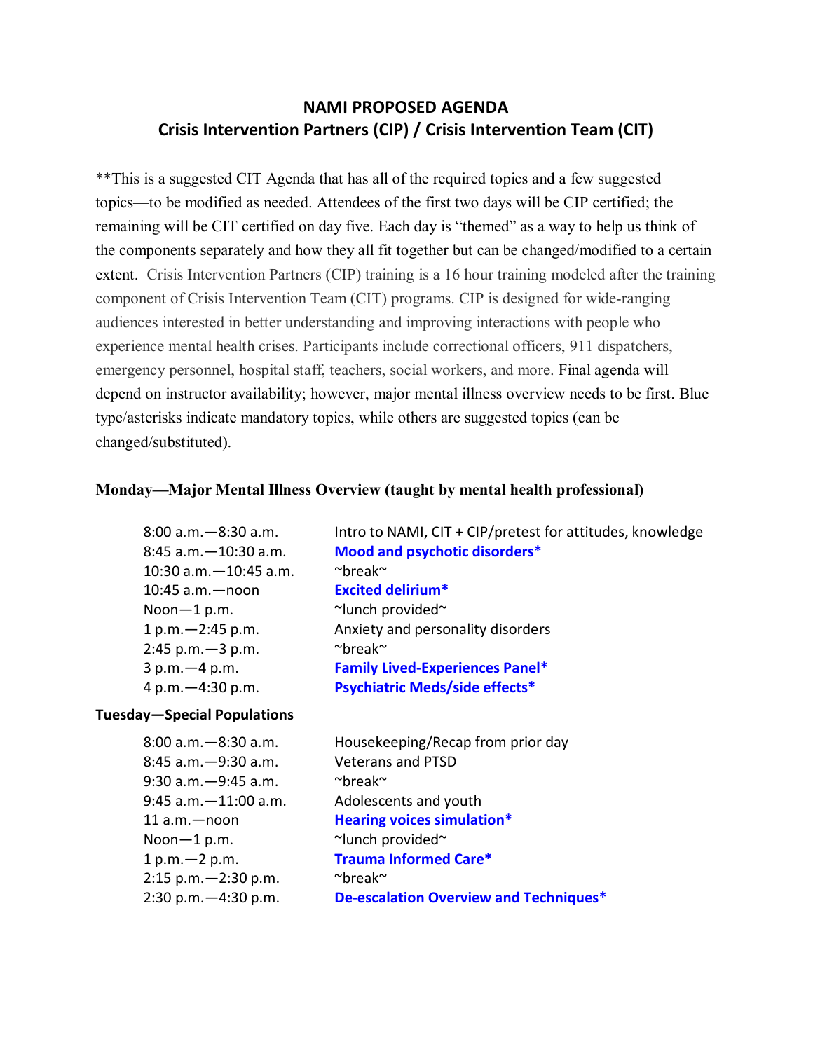# NAMI PROPOSED AGENDA
## Crisis Intervention Partners (CIP) / Crisis Intervention Team (CIT)

**This is a suggested CIT Agenda that has all of the required topics and a few suggested topics—to be modified as needed. Attendees of the first two days will be CIP certified; the remaining will be CIT certified on day five. Each day is "themed" as a way to help us think of the components separately and how they all fit together but can be changed/modified to a certain extent. Crisis Intervention Partners (CIP) training is a 16 hour training modeled after the training component of Crisis Intervention Team (CIT) programs. CIP is designed for wide-ranging audiences interested in better understanding and improving interactions with people who experience mental health crises. Participants include correctional officers, 911 dispatchers, emergency personnel, hospital staff, teachers, social workers, and more. Final agenda will depend on instructor availability; however, major mental illness overview needs to be first. Blue type/asterisks indicate mandatory topics, while others are suggested topics (can be changed/substituted).

### Monday—Major Mental Illness Overview (taught by mental health professional)

| Time | Topic |
|---|---|
| 8:00 a.m.—8:30 a.m. | Intro to NAMI, CIT + CIP/pretest for attitudes, knowledge |
| 8:45 a.m.—10:30 a.m. | **Mood and psychotic disorders*** |
| 10:30 a.m.—10:45 a.m. | ~break~ |
| 10:45 a.m.—noon | **Excited delirium*** |
| Noon—1 p.m. | ~lunch provided~ |
| 1 p.m.—2:45 p.m. | Anxiety and personality disorders |
| 2:45 p.m.—3 p.m. | ~break~ |
| 3 p.m.—4 p.m. | **Family Lived-Experiences Panel*** |
| 4 p.m.—4:30 p.m. | **Psychiatric Meds/side effects*** |

### Tuesday—Special Populations

| Time | Topic |
|---|---|
| 8:00 a.m.—8:30 a.m. | Housekeeping/Recap from prior day |
| 8:45 a.m.—9:30 a.m. | Veterans and PTSD |
| 9:30 a.m.—9:45 a.m. | ~break~ |
| 9:45 a.m.—11:00 a.m. | Adolescents and youth |
| 11 a.m.—noon | **Hearing voices simulation*** |
| Noon—1 p.m. | ~lunch provided~ |
| 1 p.m.—2 p.m. | **Trauma Informed Care*** |
| 2:15 p.m.—2:30 p.m. | ~break~ |
| 2:30 p.m.—4:30 p.m. | **De-escalation Overview and Techniques*** |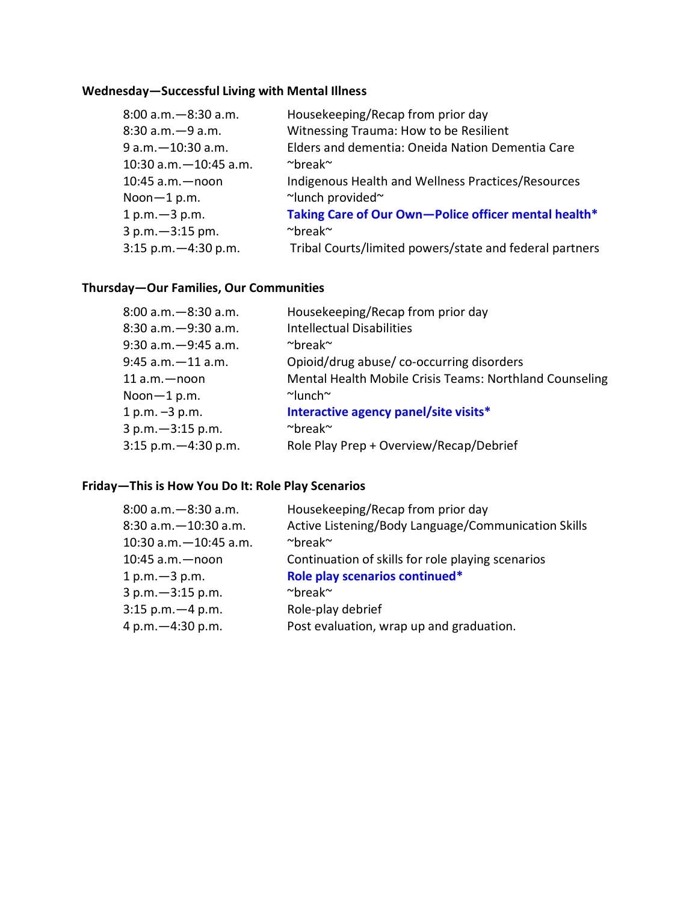**Wednesday—Successful Living with Mental Illness**

| | |
|---|---|
| 8:00 a.m.—8:30 a.m. | Housekeeping/Recap from prior day |
| 8:30 a.m.—9 a.m. | Witnessing Trauma: How to be Resilient |
| 9 a.m.—10:30 a.m. | Elders and dementia: Oneida Nation Dementia Care |
| 10:30 a.m.—10:45 a.m. | ~break~ |
| 10:45 a.m.—noon | Indigenous Health and Wellness Practices/Resources |
| Noon—1 p.m. | ~lunch provided~ |
| 1 p.m.—3 p.m. | **Taking Care of Our Own—Police officer mental health*** |
| 3 p.m.—3:15 pm. | ~break~ |
| 3:15 p.m.—4:30 p.m. | Tribal Courts/limited powers/state and federal partners |

**Thursday—Our Families, Our Communities**

| | |
|---|---|
| 8:00 a.m.—8:30 a.m. | Housekeeping/Recap from prior day |
| 8:30 a.m.—9:30 a.m. | Intellectual Disabilities |
| 9:30 a.m.—9:45 a.m. | ~break~ |
| 9:45 a.m.—11 a.m. | Opioid/drug abuse/ co-occurring disorders |
| 11 a.m.—noon | Mental Health Mobile Crisis Teams: Northland Counseling |
| Noon—1 p.m. | ~lunch~ |
| 1 p.m. –3 p.m. | **Interactive agency panel/site visits*** |
| 3 p.m.—3:15 p.m. | ~break~ |
| 3:15 p.m.—4:30 p.m. | Role Play Prep + Overview/Recap/Debrief |

**Friday—This is How You Do It: Role Play Scenarios**

| | |
|---|---|
| 8:00 a.m.—8:30 a.m. | Housekeeping/Recap from prior day |
| 8:30 a.m.—10:30 a.m. | Active Listening/Body Language/Communication Skills |
| 10:30 a.m.—10:45 a.m. | ~break~ |
| 10:45 a.m.—noon | Continuation of skills for role playing scenarios |
| 1 p.m.—3 p.m. | **Role play scenarios continued*** |
| 3 p.m.—3:15 p.m. | ~break~ |
| 3:15 p.m.—4 p.m. | Role-play debrief |
| 4 p.m.—4:30 p.m. | Post evaluation, wrap up and graduation. |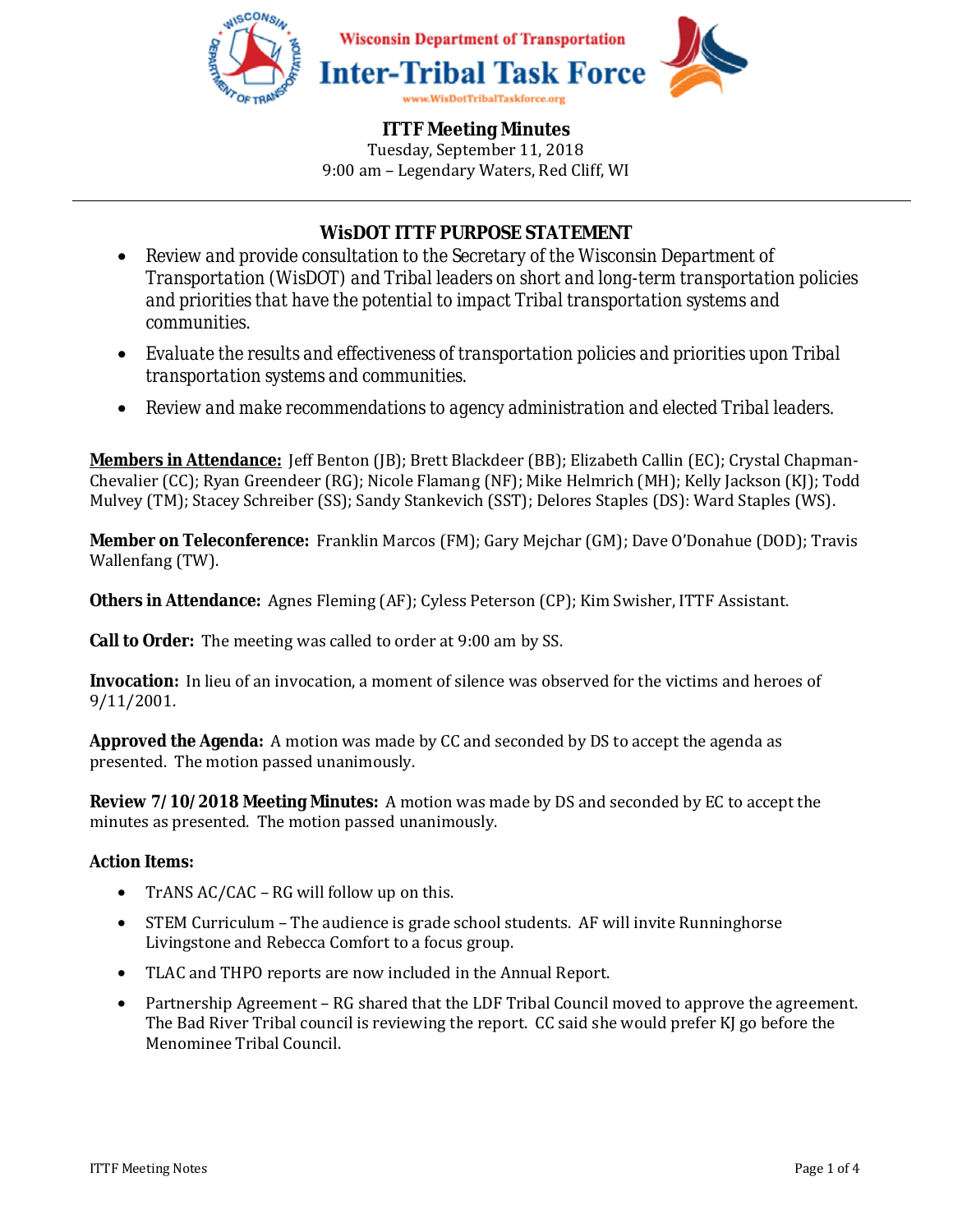Wisconsin Department of Transportation

# Inter-Tribal Task Force

www.WisDotTribalTaskforce.org

## ITTF Meeting Minutes

Tuesday, September 11, 2018

9:00 am – Legendary Waters, Red Cliff, WI

---

### WisDOT ITTF PURPOSE STATEMENT

- Review and provide consultation to the Secretary of the Wisconsin Department of Transportation (WisDOT) and Tribal leaders on short and long-term transportation policies and priorities that have the potential to impact Tribal transportation systems and communities.
- Evaluate the results and effectiveness of transportation policies and priorities upon Tribal transportation systems and communities.
- Review and make recommendations to agency administration and elected Tribal leaders.

**Members in Attendance:** Jeff Benton (JB); Brett Blackdeer (BB); Elizabeth Callin (EC); Crystal Chapman-Chevalier (CC); Ryan Greendeer (RG); Nicole Flamang (NF); Mike Helmrich (MH); Kelly Jackson (KJ); Todd Mulvey (TM); Stacey Schreiber (SS); Sandy Stankevich (SST); Delores Staples (DS): Ward Staples (WS).

**Member on Teleconference:** Franklin Marcos (FM); Gary Mejchar (GM); Dave O'Donahue (DOD); Travis Wallenfang (TW).

**Others in Attendance:** Agnes Fleming (AF); Cyless Peterson (CP); Kim Swisher, ITTF Assistant.

**Call to Order:** The meeting was called to order at 9:00 am by SS.

**Invocation:** In lieu of an invocation, a moment of silence was observed for the victims and heroes of 9/11/2001.

**Approved the Agenda:** A motion was made by CC and seconded by DS to accept the agenda as presented. The motion passed unanimously.

**Review 7/10/2018 Meeting Minutes:** A motion was made by DS and seconded by EC to accept the minutes as presented. The motion passed unanimously.

**Action Items:**

- TrANS AC/CAC – RG will follow up on this.
- STEM Curriculum – The audience is grade school students. AF will invite Runninghorse Livingstone and Rebecca Comfort to a focus group.
- TLAC and THPO reports are now included in the Annual Report.
- Partnership Agreement – RG shared that the LDF Tribal Council moved to approve the agreement. The Bad River Tribal council is reviewing the report. CC said she would prefer KJ go before the Menominee Tribal Council.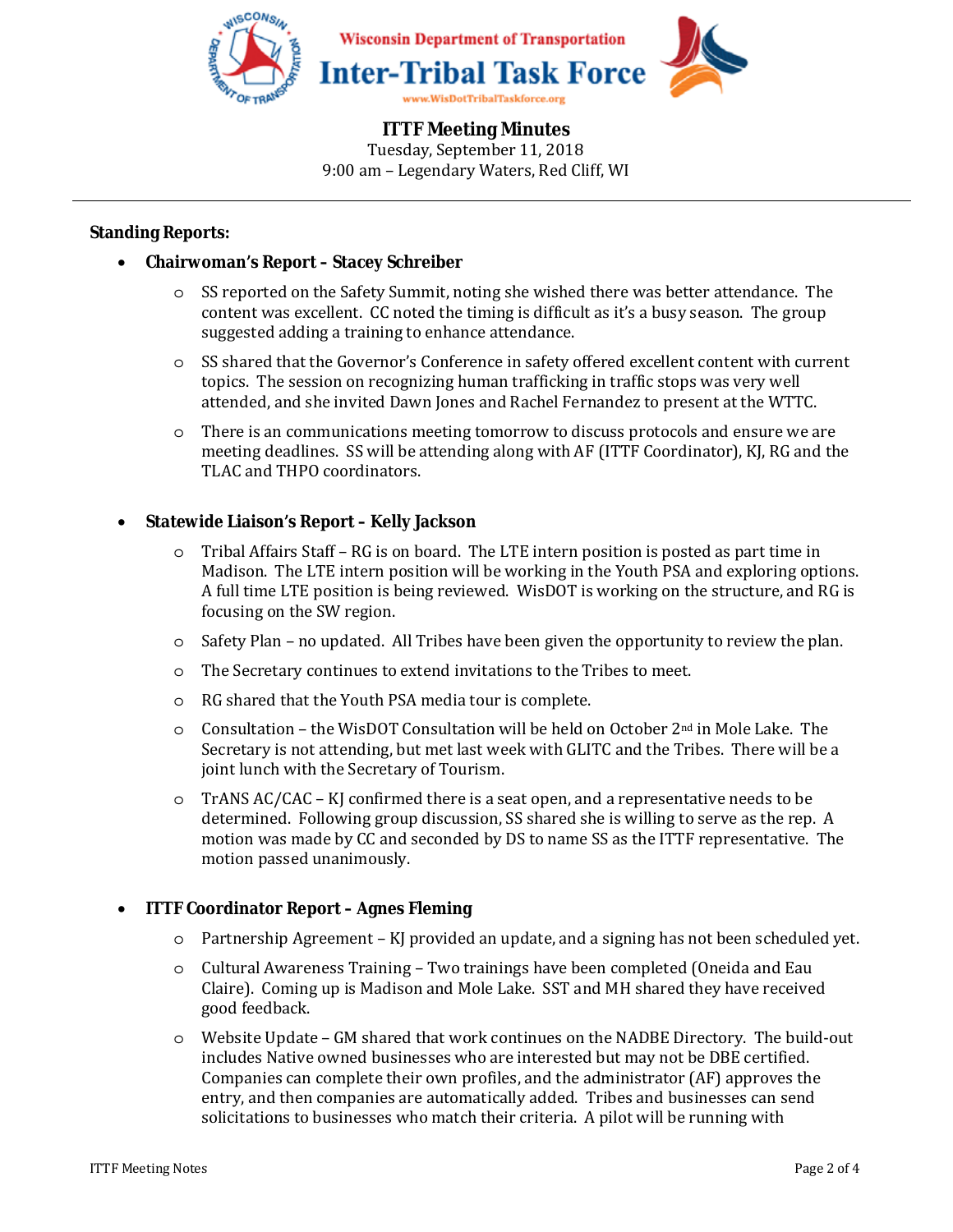**ITTF Meeting Minutes**
Tuesday, September 11, 2018
9:00 am – Legendary Waters, Red Cliff, WI

---

**Standing Reports:**

- **Chairwoman's Report – Stacey Schreiber**
  - SS reported on the Safety Summit, noting she wished there was better attendance. The content was excellent. CC noted the timing is difficult as it's a busy season. The group suggested adding a training to enhance attendance.
  - SS shared that the Governor's Conference in safety offered excellent content with current topics. The session on recognizing human trafficking in traffic stops was very well attended, and she invited Dawn Jones and Rachel Fernandez to present at the WTTC.
  - There is an communications meeting tomorrow to discuss protocols and ensure we are meeting deadlines. SS will be attending along with AF (ITTF Coordinator), KJ, RG and the TLAC and THPO coordinators.

- **Statewide Liaison's Report – Kelly Jackson**
  - Tribal Affairs Staff – RG is on board. The LTE intern position is posted as part time in Madison. The LTE intern position will be working in the Youth PSA and exploring options. A full time LTE position is being reviewed. WisDOT is working on the structure, and RG is focusing on the SW region.
  - Safety Plan – no updated. All Tribes have been given the opportunity to review the plan.
  - The Secretary continues to extend invitations to the Tribes to meet.
  - RG shared that the Youth PSA media tour is complete.
  - Consultation – the WisDOT Consultation will be held on October 2nd in Mole Lake. The Secretary is not attending, but met last week with GLITC and the Tribes. There will be a joint lunch with the Secretary of Tourism.
  - TrANS AC/CAC – KJ confirmed there is a seat open, and a representative needs to be determined. Following group discussion, SS shared she is willing to serve as the rep. A motion was made by CC and seconded by DS to name SS as the ITTF representative. The motion passed unanimously.

- **ITTF Coordinator Report – Agnes Fleming**
  - Partnership Agreement – KJ provided an update, and a signing has not been scheduled yet.
  - Cultural Awareness Training – Two trainings have been completed (Oneida and Eau Claire). Coming up is Madison and Mole Lake. SST and MH shared they have received good feedback.
  - Website Update – GM shared that work continues on the NADBE Directory. The build-out includes Native owned businesses who are interested but may not be DBE certified. Companies can complete their own profiles, and the administrator (AF) approves the entry, and then companies are automatically added. Tribes and businesses can send solicitations to businesses who match their criteria. A pilot will be running with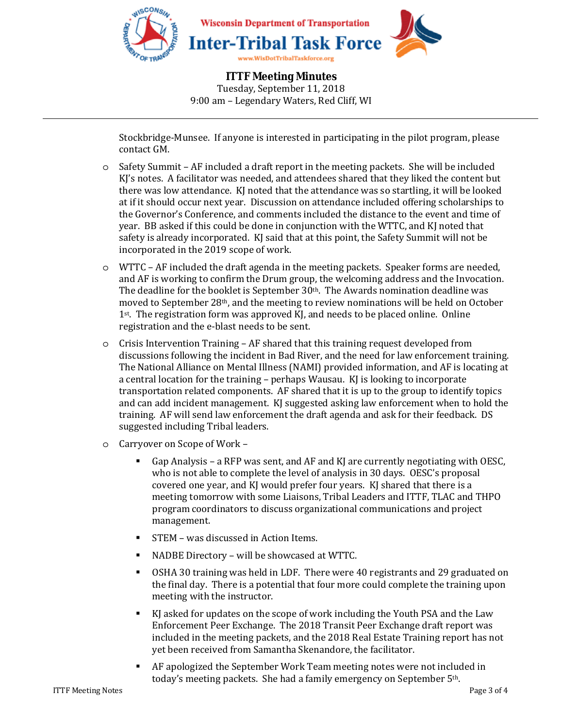Stockbridge-Munsee. If anyone is interested in participating in the pilot program, please contact GM.

- Safety Summit – AF included a draft report in the meeting packets. She will be included KJ's notes. A facilitator was needed, and attendees shared that they liked the content but there was low attendance. KJ noted that the attendance was so startling, it will be looked at if it should occur next year. Discussion on attendance included offering scholarships to the Governor's Conference, and comments included the distance to the event and time of year. BB asked if this could be done in conjunction with the WTTC, and KJ noted that safety is already incorporated. KJ said that at this point, the Safety Summit will not be incorporated in the 2019 scope of work.
- WTTC – AF included the draft agenda in the meeting packets. Speaker forms are needed, and AF is working to confirm the Drum group, the welcoming address and the Invocation. The deadline for the booklet is September 30th. The Awards nomination deadline was moved to September 28th, and the meeting to review nominations will be held on October 1st. The registration form was approved KJ, and needs to be placed online. Online registration and the e-blast needs to be sent.
- Crisis Intervention Training – AF shared that this training request developed from discussions following the incident in Bad River, and the need for law enforcement training. The National Alliance on Mental Illness (NAMI) provided information, and AF is locating at a central location for the training – perhaps Wausau. KJ is looking to incorporate transportation related components. AF shared that it is up to the group to identify topics and can add incident management. KJ suggested asking law enforcement when to hold the training. AF will send law enforcement the draft agenda and ask for their feedback. DS suggested including Tribal leaders.
- Carryover on Scope of Work –
  - Gap Analysis – a RFP was sent, and AF and KJ are currently negotiating with OESC, who is not able to complete the level of analysis in 30 days. OESC's proposal covered one year, and KJ would prefer four years. KJ shared that there is a meeting tomorrow with some Liaisons, Tribal Leaders and ITTF, TLAC and THPO program coordinators to discuss organizational communications and project management.
  - STEM – was discussed in Action Items.
  - NADBE Directory – will be showcased at WTTC.
  - OSHA 30 training was held in LDF. There were 40 registrants and 29 graduated on the final day. There is a potential that four more could complete the training upon meeting with the instructor.
  - KJ asked for updates on the scope of work including the Youth PSA and the Law Enforcement Peer Exchange. The 2018 Transit Peer Exchange draft report was included in the meeting packets, and the 2018 Real Estate Training report has not yet been received from Samantha Skenandore, the facilitator.
  - AF apologized the September Work Team meeting notes were not included in today's meeting packets. She had a family emergency on September 5th.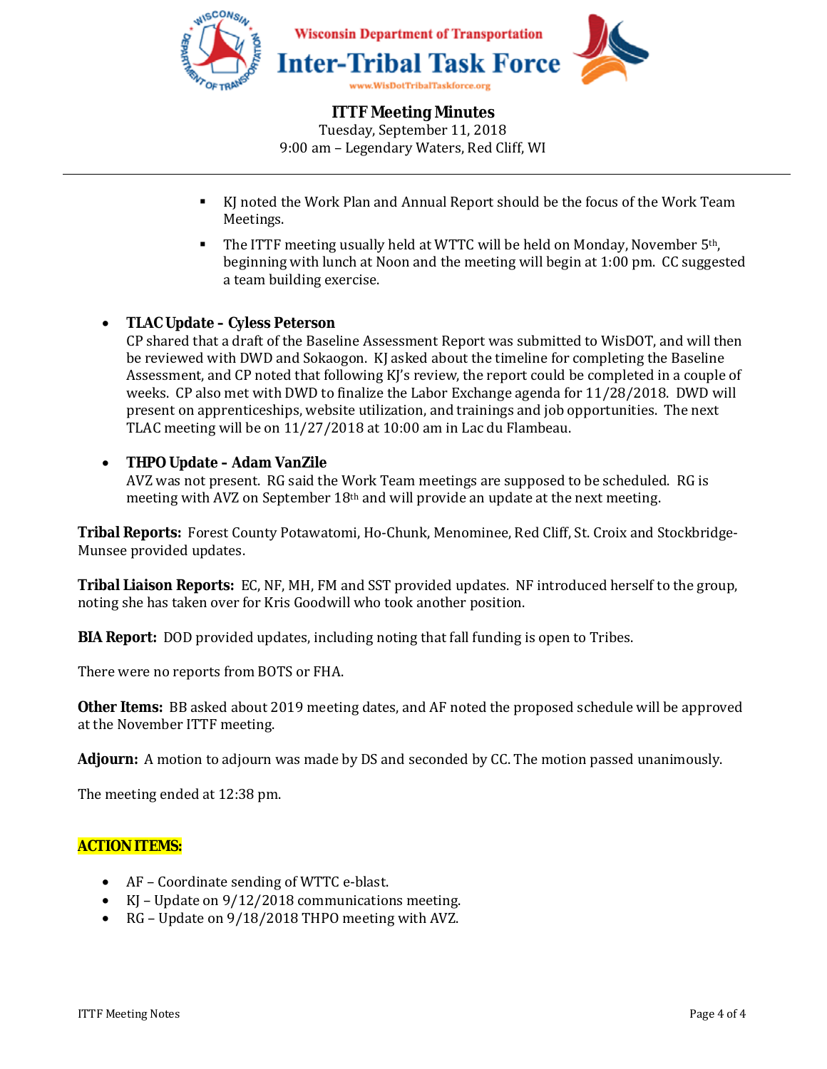- KJ noted the Work Plan and Annual Report should be the focus of the Work Team Meetings.
  - The ITTF meeting usually held at WTTC will be held on Monday, November 5th, beginning with lunch at Noon and the meeting will begin at 1:00 pm. CC suggested a team building exercise.

- **TLAC Update – Cyless Peterson**
  CP shared that a draft of the Baseline Assessment Report was submitted to WisDOT, and will then be reviewed with DWD and Sokaogon. KJ asked about the timeline for completing the Baseline Assessment, and CP noted that following KJ's review, the report could be completed in a couple of weeks. CP also met with DWD to finalize the Labor Exchange agenda for 11/28/2018. DWD will present on apprenticeships, website utilization, and trainings and job opportunities. The next TLAC meeting will be on 11/27/2018 at 10:00 am in Lac du Flambeau.

- **THPO Update – Adam VanZile**
  AVZ was not present. RG said the Work Team meetings are supposed to be scheduled. RG is meeting with AVZ on September 18th and will provide an update at the next meeting.

**Tribal Reports:** Forest County Potawatomi, Ho-Chunk, Menominee, Red Cliff, St. Croix and Stockbridge-Munsee provided updates.

**Tribal Liaison Reports:** EC, NF, MH, FM and SST provided updates. NF introduced herself to the group, noting she has taken over for Kris Goodwill who took another position.

**BIA Report:** DOD provided updates, including noting that fall funding is open to Tribes.

There were no reports from BOTS or FHA.

**Other Items:** BB asked about 2019 meeting dates, and AF noted the proposed schedule will be approved at the November ITTF meeting.

**Adjourn:** A motion to adjourn was made by DS and seconded by CC. The motion passed unanimously.

The meeting ended at 12:38 pm.

**ACTION ITEMS:**

- AF – Coordinate sending of WTTC e-blast.
- KJ – Update on 9/12/2018 communications meeting.
- RG – Update on 9/18/2018 THPO meeting with AVZ.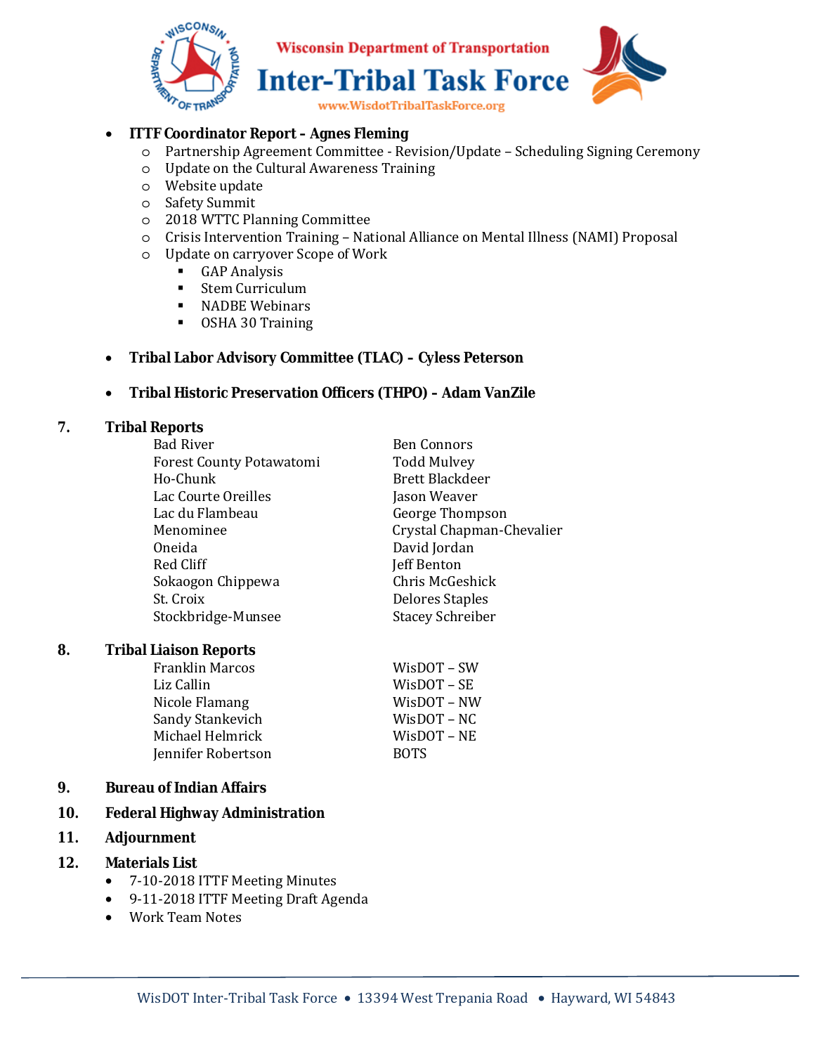- **ITTF Coordinator Report – Agnes Fleming**
  - Partnership Agreement Committee - Revision/Update – Scheduling Signing Ceremony
  - Update on the Cultural Awareness Training
  - Website update
  - Safety Summit
  - 2018 WTTC Planning Committee
  - Crisis Intervention Training – National Alliance on Mental Illness (NAMI) Proposal
  - Update on carryover Scope of Work
    - GAP Analysis
    - Stem Curriculum
    - NADBE Webinars
    - OSHA 30 Training

- **Tribal Labor Advisory Committee (TLAC) – Cyless Peterson**

- **Tribal Historic Preservation Officers (THPO) – Adam VanZile**

**7. Tribal Reports**

| | |
|---|---|
| Bad River | Ben Connors |
| Forest County Potawatomi | Todd Mulvey |
| Ho-Chunk | Brett Blackdeer |
| Lac Courte Oreilles | Jason Weaver |
| Lac du Flambeau | George Thompson |
| Menominee | Crystal Chapman-Chevalier |
| Oneida | David Jordan |
| Red Cliff | Jeff Benton |
| Sokaogon Chippewa | Chris McGeshick |
| St. Croix | Delores Staples |
| Stockbridge-Munsee | Stacey Schreiber |

**8. Tribal Liaison Reports**

| | |
|---|---|
| Franklin Marcos | WisDOT – SW |
| Liz Callin | WisDOT – SE |
| Nicole Flamang | WisDOT – NW |
| Sandy Stankevich | WisDOT – NC |
| Michael Helmrick | WisDOT – NE |
| Jennifer Robertson | BOTS |

**9. Bureau of Indian Affairs**

**10. Federal Highway Administration**

**11. Adjournment**

**12. Materials List**
- 7-10-2018 ITTF Meeting Minutes
- 9-11-2018 ITTF Meeting Draft Agenda
- Work Team Notes